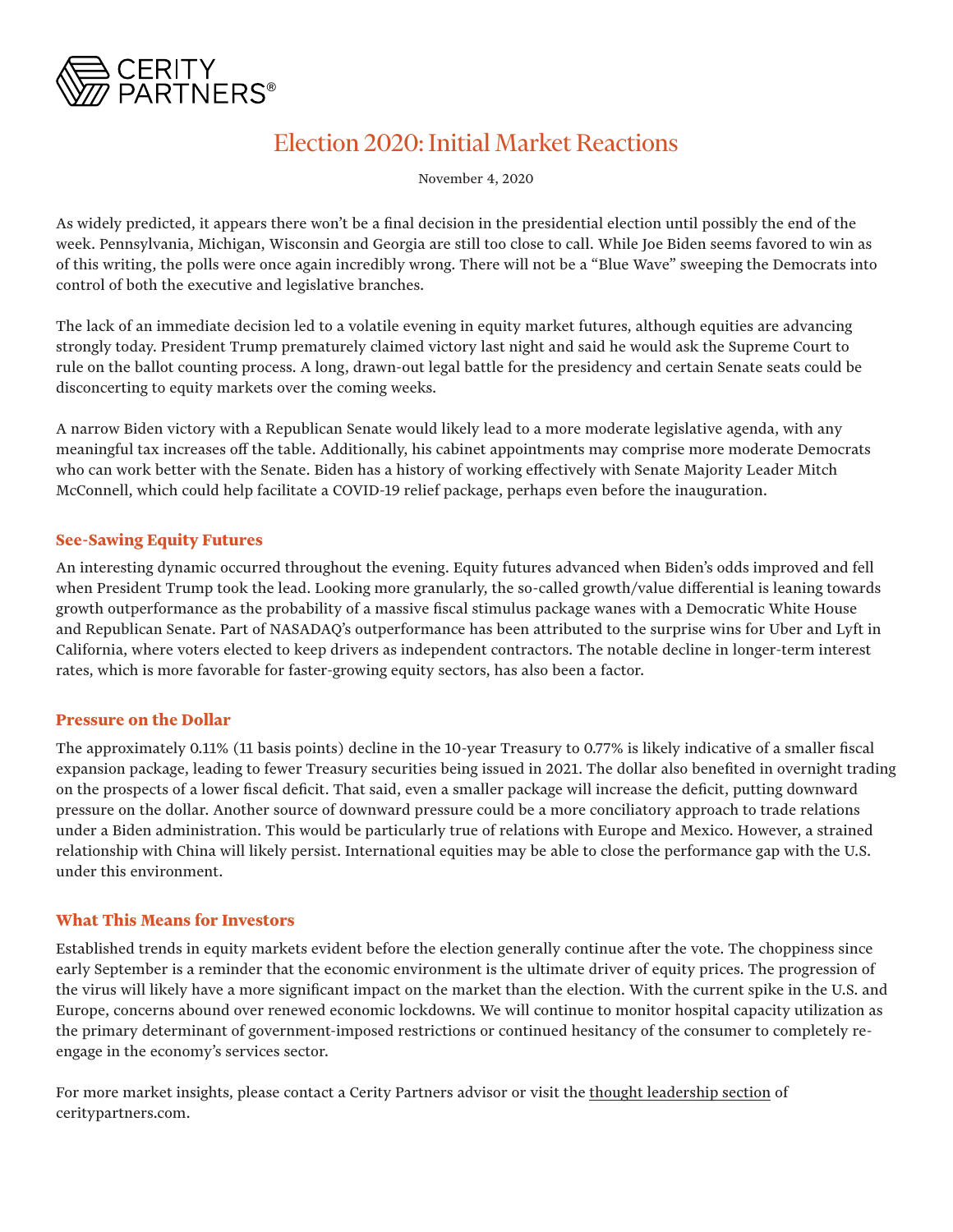CERITY PARTNERS®

# Election 2020: Initial Market Reactions

November 4, 2020

As widely predicted, it appears there won't be a final decision in the presidential election until possibly the end of the week. Pennsylvania, Michigan, Wisconsin and Georgia are still too close to call. While Joe Biden seems favored to win as of this writing, the polls were once again incredibly wrong. There will not be a "Blue Wave" sweeping the Democrats into control of both the executive and legislative branches.

The lack of an immediate decision led to a volatile evening in equity market futures, although equities are advancing strongly today. President Trump prematurely claimed victory last night and said he would ask the Supreme Court to rule on the ballot counting process. A long, drawn-out legal battle for the presidency and certain Senate seats could be disconcerting to equity markets over the coming weeks.

A narrow Biden victory with a Republican Senate would likely lead to a more moderate legislative agenda, with any meaningful tax increases off the table. Additionally, his cabinet appointments may comprise more moderate Democrats who can work better with the Senate. Biden has a history of working effectively with Senate Majority Leader Mitch McConnell, which could help facilitate a COVID-19 relief package, perhaps even before the inauguration.

## See-Sawing Equity Futures

An interesting dynamic occurred throughout the evening. Equity futures advanced when Biden's odds improved and fell when President Trump took the lead. Looking more granularly, the so-called growth/value differential is leaning towards growth outperformance as the probability of a massive fiscal stimulus package wanes with a Democratic White House and Republican Senate. Part of NASADAQ's outperformance has been attributed to the surprise wins for Uber and Lyft in California, where voters elected to keep drivers as independent contractors. The notable decline in longer-term interest rates, which is more favorable for faster-growing equity sectors, has also been a factor.

## Pressure on the Dollar

The approximately 0.11% (11 basis points) decline in the 10-year Treasury to 0.77% is likely indicative of a smaller fiscal expansion package, leading to fewer Treasury securities being issued in 2021. The dollar also benefited in overnight trading on the prospects of a lower fiscal deficit. That said, even a smaller package will increase the deficit, putting downward pressure on the dollar. Another source of downward pressure could be a more conciliatory approach to trade relations under a Biden administration. This would be particularly true of relations with Europe and Mexico. However, a strained relationship with China will likely persist. International equities may be able to close the performance gap with the U.S. under this environment.

## What This Means for Investors

Established trends in equity markets evident before the election generally continue after the vote. The choppiness since early September is a reminder that the economic environment is the ultimate driver of equity prices. The progression of the virus will likely have a more significant impact on the market than the election. With the current spike in the U.S. and Europe, concerns abound over renewed economic lockdowns. We will continue to monitor hospital capacity utilization as the primary determinant of government-imposed restrictions or continued hesitancy of the consumer to completely re-engage in the economy's services sector.

For more market insights, please contact a Cerity Partners advisor or visit the thought leadership section of ceritypartners.com.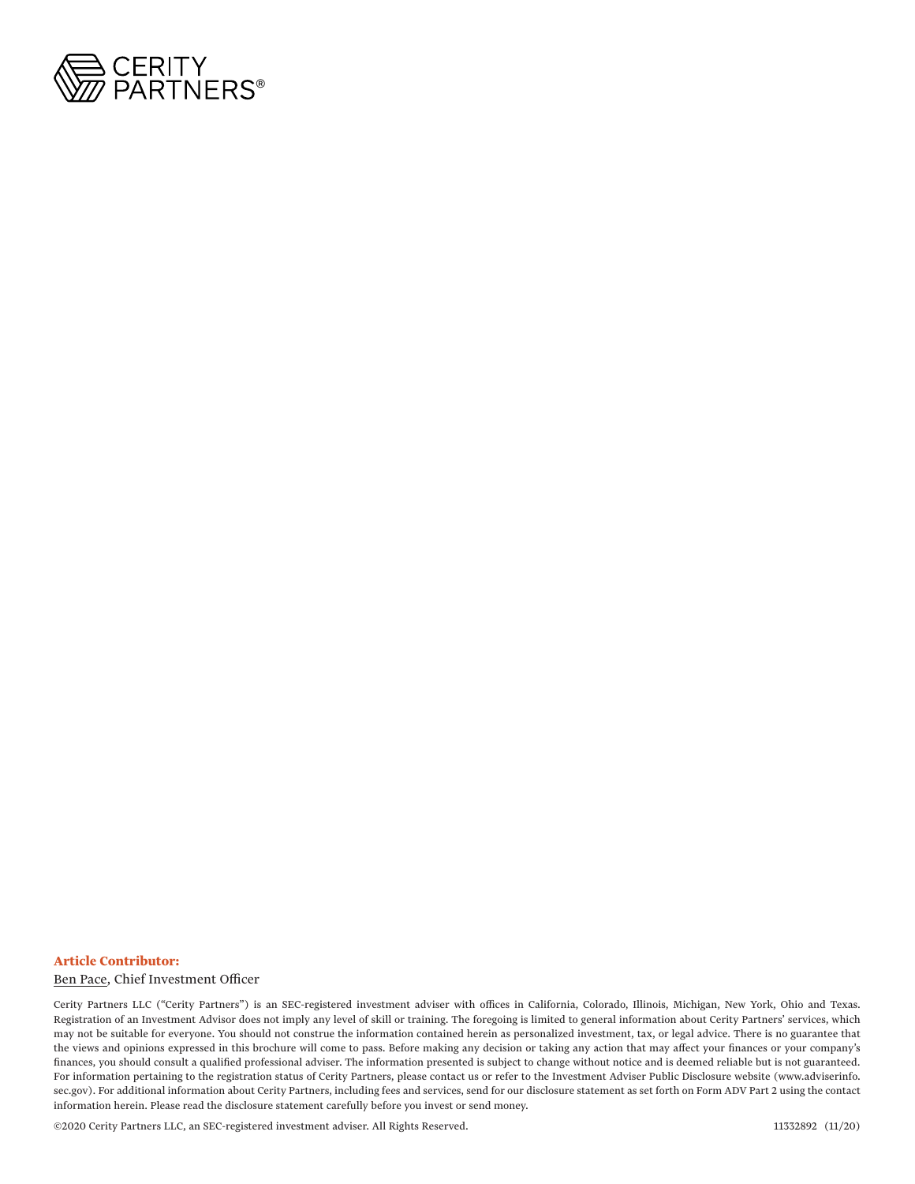**Article Contributor:**

Ben Pace, Chief Investment Officer

Cerity Partners LLC ("Cerity Partners") is an SEC-registered investment adviser with offices in California, Colorado, Illinois, Michigan, New York, Ohio and Texas. Registration of an Investment Advisor does not imply any level of skill or training. The foregoing is limited to general information about Cerity Partners' services, which may not be suitable for everyone. You should not construe the information contained herein as personalized investment, tax, or legal advice. There is no guarantee that the views and opinions expressed in this brochure will come to pass. Before making any decision or taking any action that may affect your finances or your company's finances, you should consult a qualified professional adviser. The information presented is subject to change without notice and is deemed reliable but is not guaranteed. For information pertaining to the registration status of Cerity Partners, please contact us or refer to the Investment Adviser Public Disclosure website (www.adviserinfo.sec.gov). For additional information about Cerity Partners, including fees and services, send for our disclosure statement as set forth on Form ADV Part 2 using the contact information herein. Please read the disclosure statement carefully before you invest or send money.

©2020 Cerity Partners LLC, an SEC-registered investment adviser. All Rights Reserved. 11332892 (11/20)